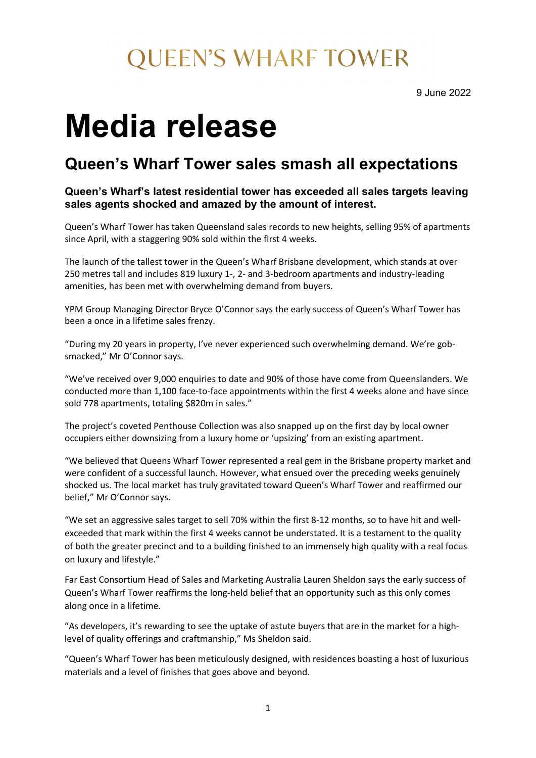# QUEEN'S WHARF TOWER

9 June 2022

# Media release

## Queen's Wharf Tower sales smash all expectations

**Queen's Wharf's latest residential tower has exceeded all sales targets leaving sales agents shocked and amazed by the amount of interest.**

Queen's Wharf Tower has taken Queensland sales records to new heights, selling 95% of apartments since April, with a staggering 90% sold within the first 4 weeks.

The launch of the tallest tower in the Queen's Wharf Brisbane development, which stands at over 250 metres tall and includes 819 luxury 1-, 2- and 3-bedroom apartments and industry-leading amenities, has been met with overwhelming demand from buyers.

YPM Group Managing Director Bryce O'Connor says the early success of Queen's Wharf Tower has been a once in a lifetime sales frenzy.

"During my 20 years in property, I've never experienced such overwhelming demand. We're gob-smacked," Mr O'Connor says.

"We've received over 9,000 enquiries to date and 90% of those have come from Queenslanders. We conducted more than 1,100 face-to-face appointments within the first 4 weeks alone and have since sold 778 apartments, totaling $820m in sales."

The project's coveted Penthouse Collection was also snapped up on the first day by local owner occupiers either downsizing from a luxury home or 'upsizing' from an existing apartment.

"We believed that Queens Wharf Tower represented a real gem in the Brisbane property market and were confident of a successful launch. However, what ensued over the preceding weeks genuinely shocked us. The local market has truly gravitated toward Queen's Wharf Tower and reaffirmed our belief," Mr O'Connor says.

"We set an aggressive sales target to sell 70% within the first 8-12 months, so to have hit and well-exceeded that mark within the first 4 weeks cannot be understated. It is a testament to the quality of both the greater precinct and to a building finished to an immensely high quality with a real focus on luxury and lifestyle."

Far East Consortium Head of Sales and Marketing Australia Lauren Sheldon says the early success of Queen's Wharf Tower reaffirms the long-held belief that an opportunity such as this only comes along once in a lifetime.

"As developers, it's rewarding to see the uptake of astute buyers that are in the market for a high-level of quality offerings and craftmanship," Ms Sheldon said.

"Queen's Wharf Tower has been meticulously designed, with residences boasting a host of luxurious materials and a level of finishes that goes above and beyond.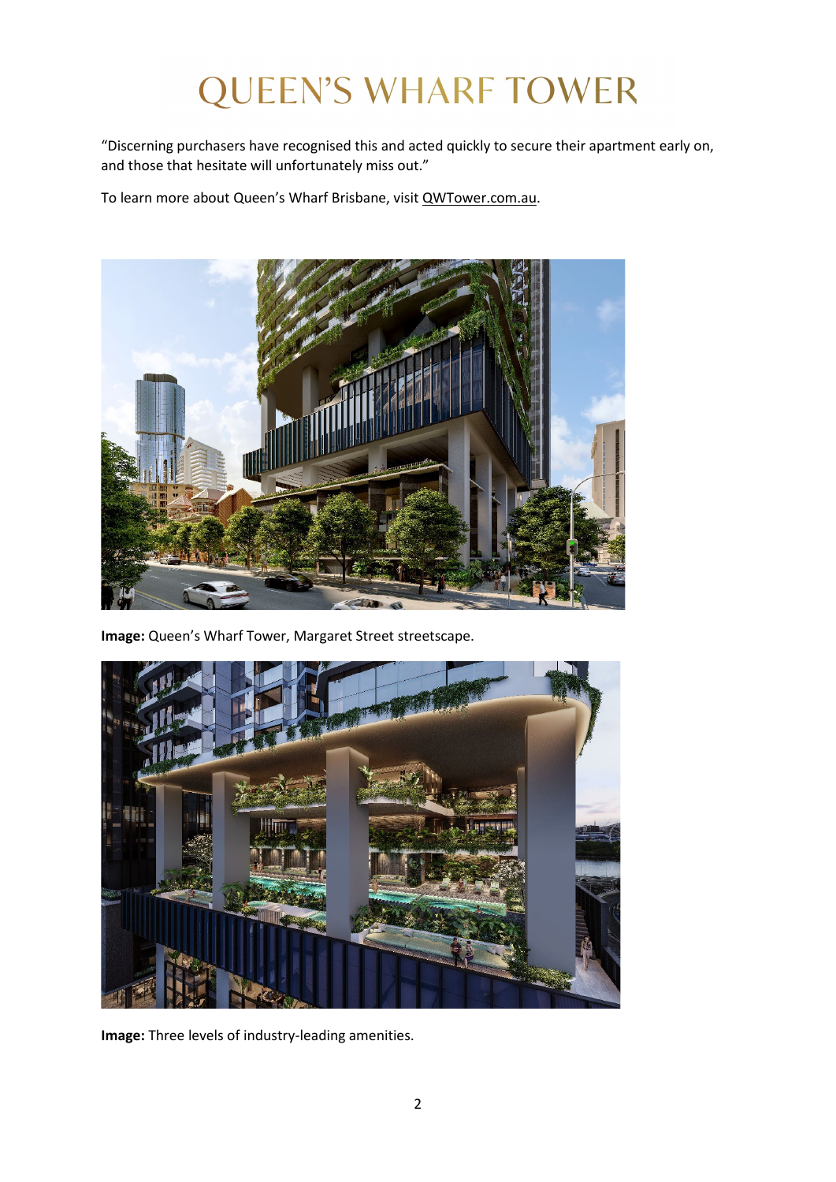“Discerning purchasers have recognised this and acted quickly to secure their apartment early on, and those that hesitate will unfortunately miss out.”

To learn more about Queen’s Wharf Brisbane, visit QWTower.com.au.

**Image:** Queen’s Wharf Tower, Margaret Street streetscape.

**Image:** Three levels of industry-leading amenities.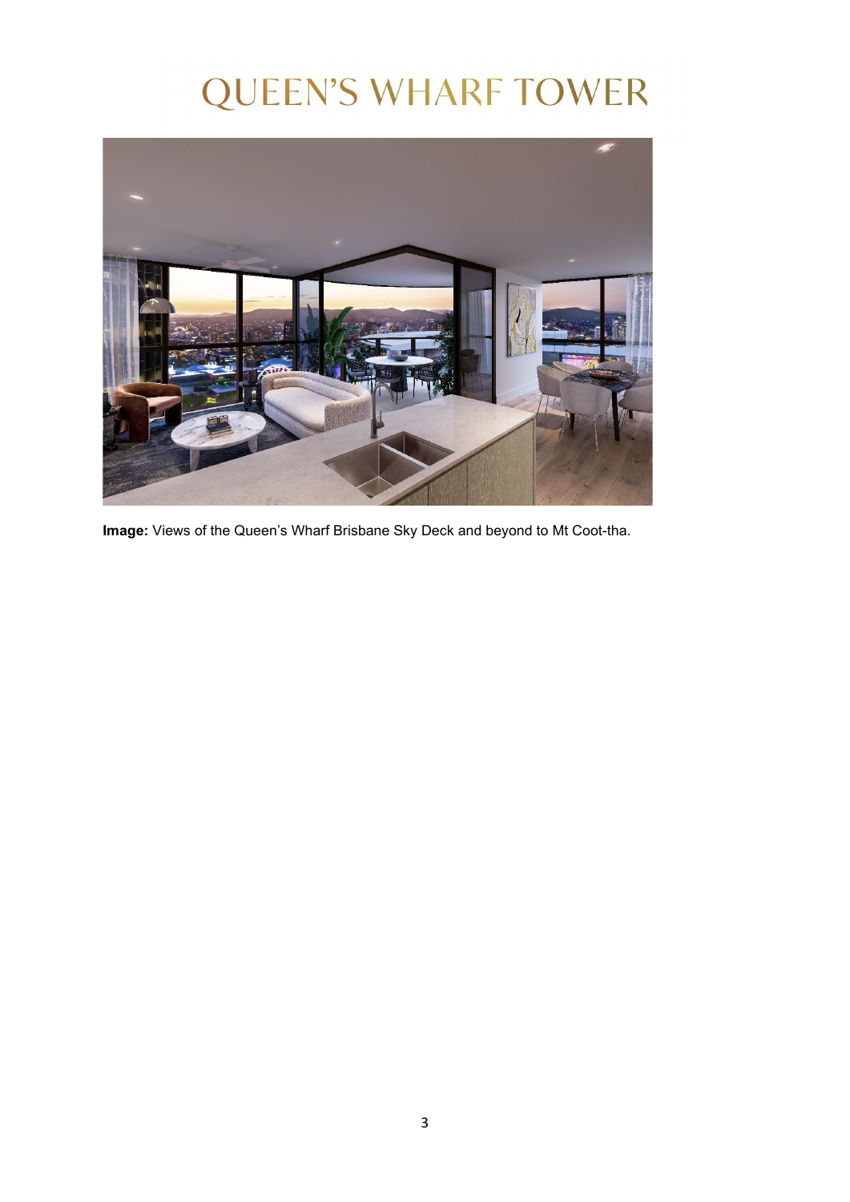# QUEEN'S WHARF TOWER

**Image:** Views of the Queen's Wharf Brisbane Sky Deck and beyond to Mt Coot-tha.